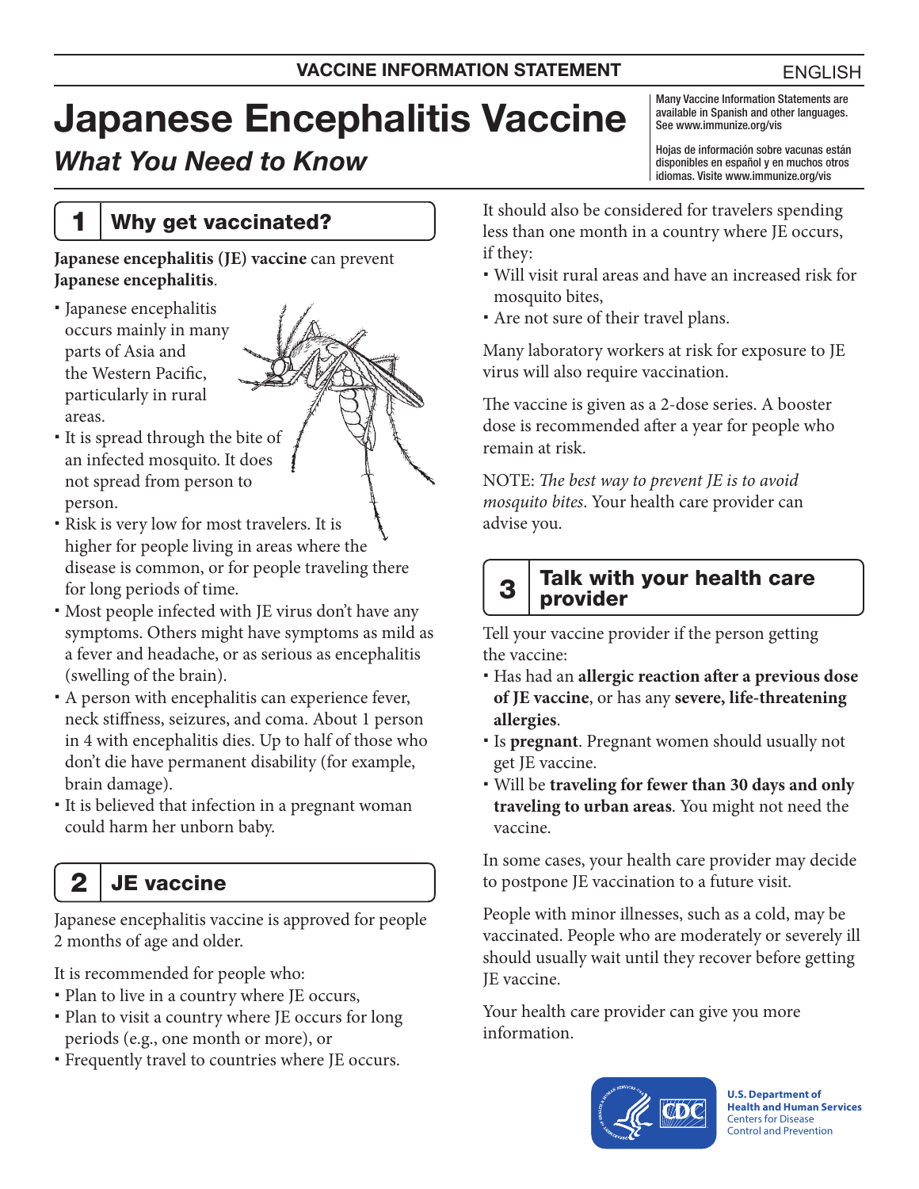VACCINE INFORMATION STATEMENT

ENGLISH

# Japanese Encephalitis Vaccine

*What You Need to Know*

Many Vaccine Information Statements are available in Spanish and other languages. See www.immunize.org/vis

Hojas de información sobre vacunas están disponibles en español y en muchos otros idiomas. Visite www.immunize.org/vis

## 1 Why get vaccinated?

**Japanese encephalitis (JE) vaccine** can prevent **Japanese encephalitis**.

- Japanese encephalitis occurs mainly in many parts of Asia and the Western Pacific, particularly in rural areas.
- It is spread through the bite of an infected mosquito. It does not spread from person to person.
- Risk is very low for most travelers. It is higher for people living in areas where the disease is common, or for people traveling there for long periods of time.
- Most people infected with JE virus don't have any symptoms. Others might have symptoms as mild as a fever and headache, or as serious as encephalitis (swelling of the brain).
- A person with encephalitis can experience fever, neck stiffness, seizures, and coma. About 1 person in 4 with encephalitis dies. Up to half of those who don't die have permanent disability (for example, brain damage).
- It is believed that infection in a pregnant woman could harm her unborn baby.

## 2 JE vaccine

Japanese encephalitis vaccine is approved for people 2 months of age and older.

It is recommended for people who:

- Plan to live in a country where JE occurs,
- Plan to visit a country where JE occurs for long periods (e.g., one month or more), or
- Frequently travel to countries where JE occurs.

It should also be considered for travelers spending less than one month in a country where JE occurs, if they:

- Will visit rural areas and have an increased risk for mosquito bites,
- Are not sure of their travel plans.

Many laboratory workers at risk for exposure to JE virus will also require vaccination.

The vaccine is given as a 2-dose series. A booster dose is recommended after a year for people who remain at risk.

NOTE: *The best way to prevent JE is to avoid mosquito bites*. Your health care provider can advise you.

## 3 Talk with your health care provider

Tell your vaccine provider if the person getting the vaccine:

- Has had an **allergic reaction after a previous dose of JE vaccine**, or has any **severe, life-threatening allergies**.
- Is **pregnant**. Pregnant women should usually not get JE vaccine.
- Will be **traveling for fewer than 30 days and only traveling to urban areas**. You might not need the vaccine.

In some cases, your health care provider may decide to postpone JE vaccination to a future visit.

People with minor illnesses, such as a cold, may be vaccinated. People who are moderately or severely ill should usually wait until they recover before getting JE vaccine.

Your health care provider can give you more information.

U.S. Department of Health and Human Services
Centers for Disease Control and Prevention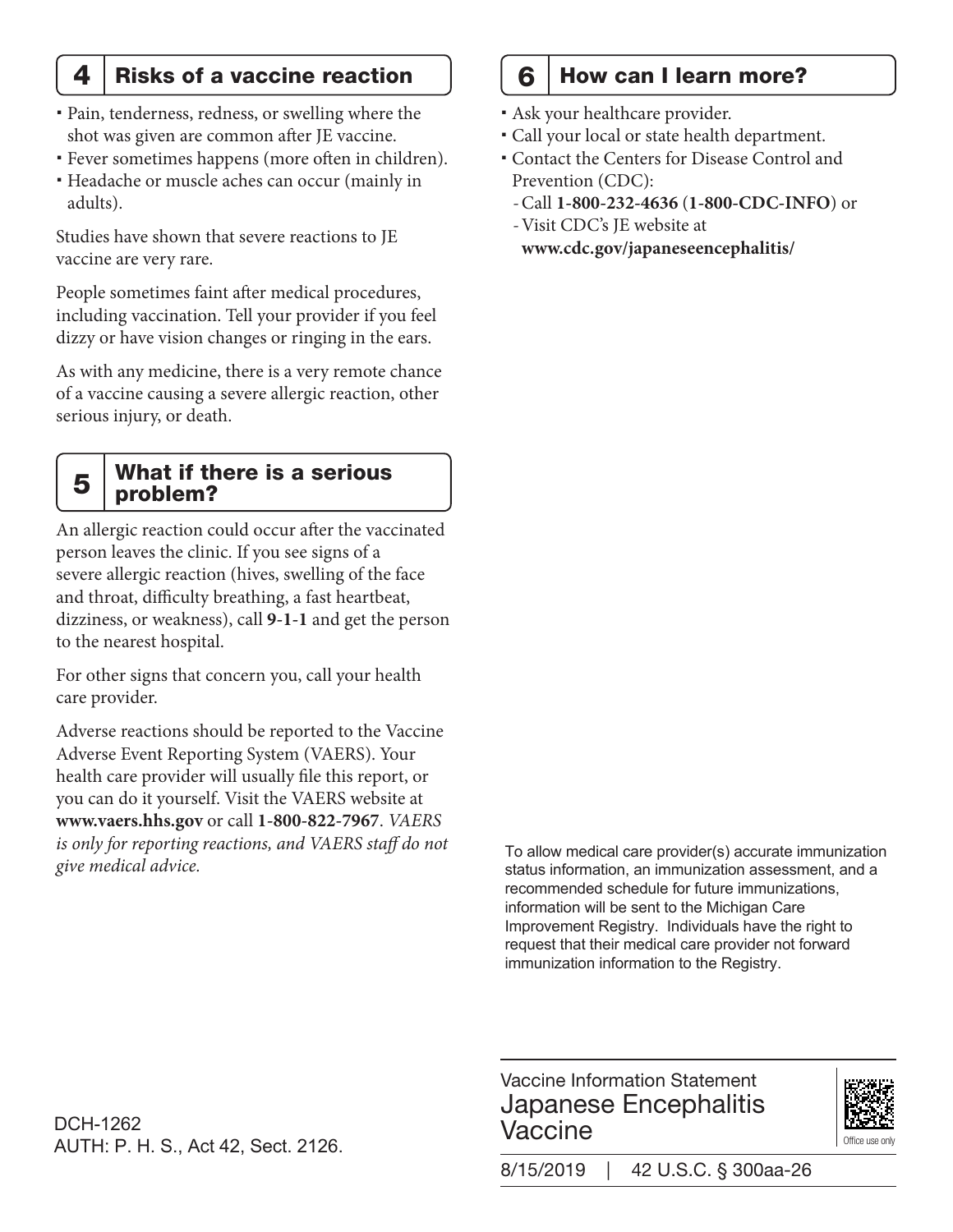## 4 Risks of a vaccine reaction

- Pain, tenderness, redness, or swelling where the shot was given are common after JE vaccine.
- Fever sometimes happens (more often in children).
- Headache or muscle aches can occur (mainly in adults).

Studies have shown that severe reactions to JE vaccine are very rare.

People sometimes faint after medical procedures, including vaccination. Tell your provider if you feel dizzy or have vision changes or ringing in the ears.

As with any medicine, there is a very remote chance of a vaccine causing a severe allergic reaction, other serious injury, or death.

## 5 What if there is a serious problem?

An allergic reaction could occur after the vaccinated person leaves the clinic. If you see signs of a severe allergic reaction (hives, swelling of the face and throat, difficulty breathing, a fast heartbeat, dizziness, or weakness), call **9-1-1** and get the person to the nearest hospital.

For other signs that concern you, call your health care provider.

Adverse reactions should be reported to the Vaccine Adverse Event Reporting System (VAERS). Your health care provider will usually file this report, or you can do it yourself. Visit the VAERS website at **www.vaers.hhs.gov** or call **1-800-822-7967**. *VAERS is only for reporting reactions, and VAERS staff do not give medical advice.*

## 6 How can I learn more?

- Ask your healthcare provider.
- Call your local or state health department.
- Contact the Centers for Disease Control and Prevention (CDC):
  - Call **1-800-232-4636** (**1-800-CDC-INFO**) or
  - Visit CDC's JE website at **www.cdc.gov/japaneseencephalitis/**

To allow medical care provider(s) accurate immunization status information, an immunization assessment, and a recommended schedule for future immunizations, information will be sent to the Michigan Care Improvement Registry. Individuals have the right to request that their medical care provider not forward immunization information to the Registry.

DCH-1262
AUTH: P. H. S., Act 42, Sect. 2126.

Vaccine Information Statement
Japanese Encephalitis Vaccine

Office use only

8/15/2019 | 42 U.S.C. § 300aa-26